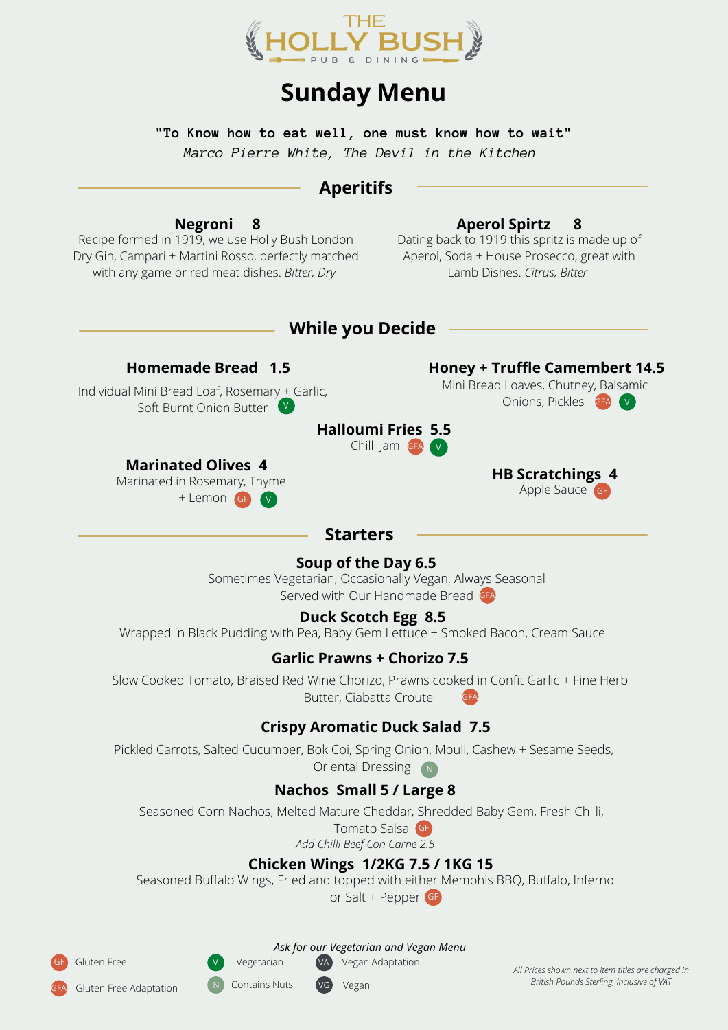# THE HOLLY BUSH

PUB & DINING

# Sunday Menu

**"To Know how to eat well, one must know how to wait"**
*Marco Pierre White, The Devil in the Kitchen*

## Aperitifs

**Negroni 8**
Recipe formed in 1919, we use Holly Bush London Dry Gin, Campari + Martini Rosso, perfectly matched with any game or red meat dishes. *Bitter, Dry*

**Aperol Spirtz 8**
Dating back to 1919 this spritz is made up of Aperol, Soda + House Prosecco, great with Lamb Dishes. *Citrus, Bitter*

## While you Decide

**Homemade Bread 1.5**
Individual Mini Bread Loaf, Rosemary + Garlic, Soft Burnt Onion Butter (V)

**Honey + Truffle Camembert 14.5**
Mini Bread Loaves, Chutney, Balsamic Onions, Pickles (GFA) (V)

**Halloumi Fries 5.5**
Chilli Jam (GFA) (V)

**Marinated Olives 4**
Marinated in Rosemary, Thyme + Lemon (GF) (V)

**HB Scratchings 4**
Apple Sauce (GF)

## Starters

**Soup of the Day 6.5**
Sometimes Vegetarian, Occasionally Vegan, Always Seasonal
Served with Our Handmade Bread (GFA)

**Duck Scotch Egg 8.5**
Wrapped in Black Pudding with Pea, Baby Gem Lettuce + Smoked Bacon, Cream Sauce

**Garlic Prawns + Chorizo 7.5**
Slow Cooked Tomato, Braised Red Wine Chorizo, Prawns cooked in Confit Garlic + Fine Herb Butter, Ciabatta Croute (GFA)

**Crispy Aromatic Duck Salad 7.5**
Pickled Carrots, Salted Cucumber, Bok Coi, Spring Onion, Mouli, Cashew + Sesame Seeds, Oriental Dressing (N)

**Nachos Small 5 / Large 8**
Seasoned Corn Nachos, Melted Mature Cheddar, Shredded Baby Gem, Fresh Chilli, Tomato Salsa (GF)
*Add Chilli Beef Con Carne 2.5*

**Chicken Wings 1/2KG 7.5 / 1KG 15**
Seasoned Buffalo Wings, Fried and topped with either Memphis BBQ, Buffalo, Inferno or Salt + Pepper (GF)

*Ask for our Vegetarian and Vegan Menu*

GF Gluten Free
GFA Gluten Free Adaptation
V Vegetarian
N Contains Nuts
VA Vegan Adaptation
VG Vegan

*All Prices shown next to item titles are charged in British Pounds Sterling, Inclusive of VAT*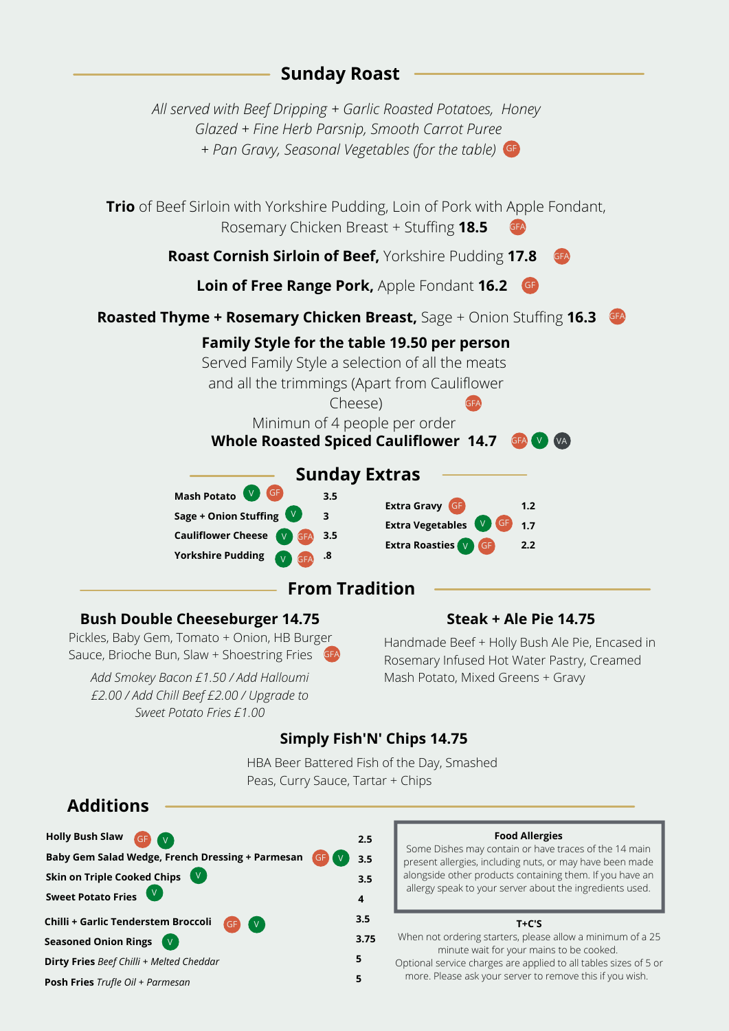## Sunday Roast

*All served with Beef Dripping + Garlic Roasted Potatoes, Honey Glazed + Fine Herb Parsnip, Smooth Carrot Puree + Pan Gravy, Seasonal Vegetables (for the table)* GF

**Trio** of Beef Sirloin with Yorkshire Pudding, Loin of Pork with Apple Fondant, Rosemary Chicken Breast + Stuffing **18.5** GFA

**Roast Cornish Sirloin of Beef,** Yorkshire Pudding **17.8** GFA

**Loin of Free Range Pork,** Apple Fondant **16.2** GF

**Roasted Thyme + Rosemary Chicken Breast,** Sage + Onion Stuffing **16.3** GFA

**Family Style for the table 19.50 per person**

Served Family Style a selection of all the meats and all the trimmings (Apart from Cauliflower Cheese) GFA

Minimun of 4 people per order

**Whole Roasted Spiced Cauliflower 14.7** GFA V VA

## Sunday Extras

| | |
|---|---|
| **Mash Potato** V GF | **3.5** |
| **Sage + Onion Stuffing** V | **3** |
| **Cauliflower Cheese** V GFA | **3.5** |
| **Yorkshire Pudding** V GFA | **.8** |
| **Extra Gravy** GF | **1.2** |
| **Extra Vegetables** V GF | **1.7** |
| **Extra Roasties** V GF | **2.2** |

## From Tradition

### Bush Double Cheeseburger 14.75

Pickles, Baby Gem, Tomato + Onion, HB Burger Sauce, Brioche Bun, Slaw + Shoestring Fries GFA

*Add Smokey Bacon £1.50 / Add Halloumi £2.00 / Add Chill Beef £2.00 / Upgrade to Sweet Potato Fries £1.00*

### Steak + Ale Pie 14.75

Handmade Beef + Holly Bush Ale Pie, Encased in Rosemary Infused Hot Water Pastry, Creamed Mash Potato, Mixed Greens + Gravy

### Simply Fish'N' Chips 14.75

HBA Beer Battered Fish of the Day, Smashed Peas, Curry Sauce, Tartar + Chips

## Additions

| | |
|---|---|
| **Holly Bush Slaw** GF V | **2.5** |
| **Baby Gem Salad Wedge, French Dressing + Parmesan** GF V | **3.5** |
| **Skin on Triple Cooked Chips** V | **3.5** |
| **Sweet Potato Fries** V | **4** |
| **Chilli + Garlic Tenderstem Broccoli** GF V | **3.5** |
| **Seasoned Onion Rings** V | **3.75** |
| **Dirty Fries** *Beef Chilli + Melted Cheddar* | **5** |
| **Posh Fries** *Trufle Oil + Parmesan* | **5** |

**Food Allergies**

Some Dishes may contain or have traces of the 14 main present allergies, including nuts, or may have been made alongside other products containing them. If you have an allergy speak to your server about the ingredients used.

**T+C'S**

When not ordering starters, please allow a minimum of a 25 minute wait for your mains to be cooked.
Optional service charges are applied to all tables sizes of 5 or more. Please ask your server to remove this if you wish.